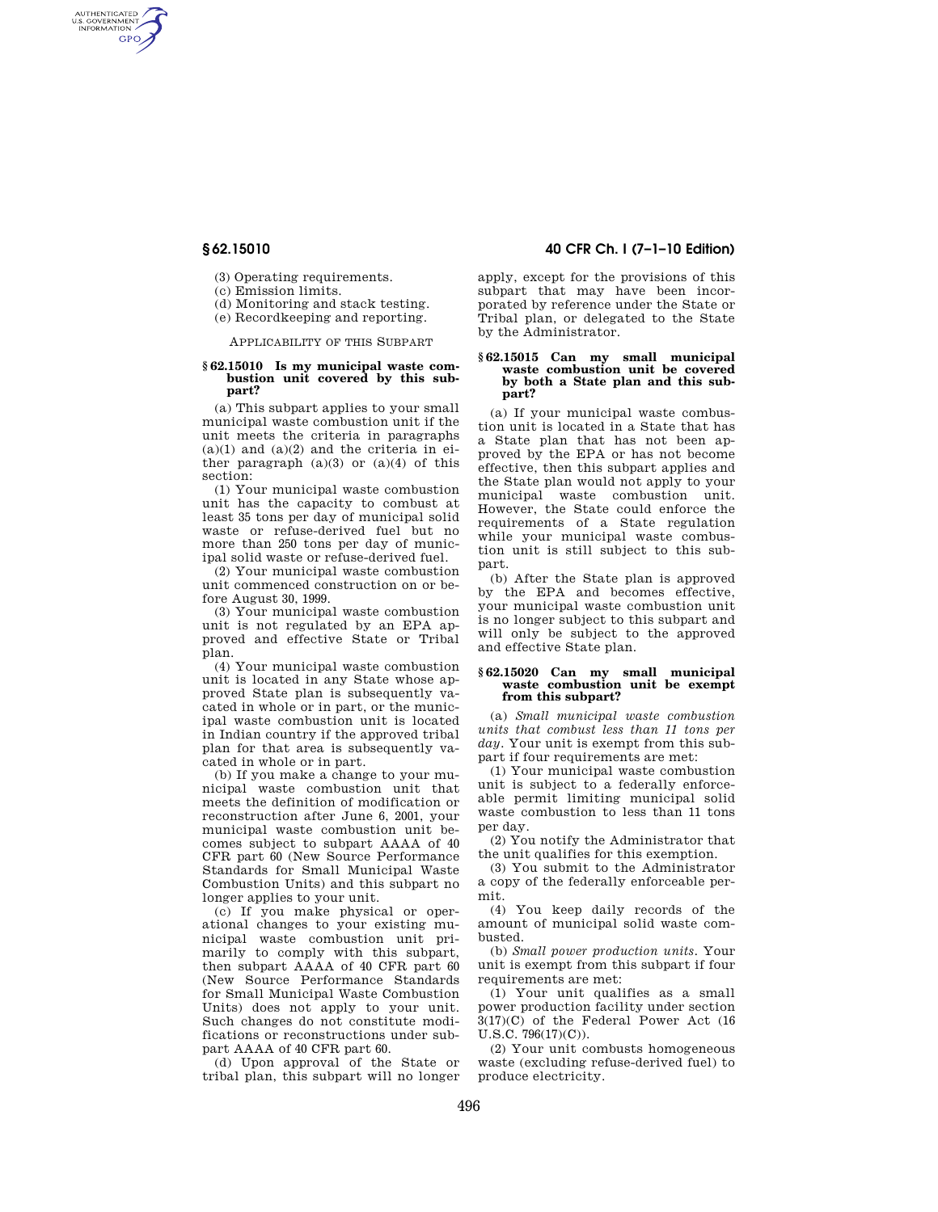(3) Operating requirements.

(c) Emission limits.

(d) Monitoring and stack testing.

(e) Recordkeeping and reporting.

APPLICABILITY OF THIS SUBPART

### § 62.15010 Is my municipal waste combustion unit covered by this subpart?

(a) This subpart applies to your small municipal waste combustion unit if the unit meets the criteria in paragraphs (a)(1) and (a)(2) and the criteria in either paragraph (a)(3) or (a)(4) of this section:

(1) Your municipal waste combustion unit has the capacity to combust at least 35 tons per day of municipal solid waste or refuse-derived fuel but no more than 250 tons per day of municipal solid waste or refuse-derived fuel.

(2) Your municipal waste combustion unit commenced construction on or before August 30, 1999.

(3) Your municipal waste combustion unit is not regulated by an EPA approved and effective State or Tribal plan.

(4) Your municipal waste combustion unit is located in any State whose approved State plan is subsequently vacated in whole or in part, or the municipal waste combustion unit is located in Indian country if the approved tribal plan for that area is subsequently vacated in whole or in part.

(b) If you make a change to your municipal waste combustion unit that meets the definition of modification or reconstruction after June 6, 2001, your municipal waste combustion unit becomes subject to subpart AAAA of 40 CFR part 60 (New Source Performance Standards for Small Municipal Waste Combustion Units) and this subpart no longer applies to your unit.

(c) If you make physical or operational changes to your existing municipal waste combustion unit primarily to comply with this subpart, then subpart AAAA of 40 CFR part 60 (New Source Performance Standards for Small Municipal Waste Combustion Units) does not apply to your unit. Such changes do not constitute modifications or reconstructions under subpart AAAA of 40 CFR part 60.

(d) Upon approval of the State or tribal plan, this subpart will no longer apply, except for the provisions of this subpart that may have been incorporated by reference under the State or Tribal plan, or delegated to the State by the Administrator.

### § 62.15015 Can my small municipal waste combustion unit be covered by both a State plan and this subpart?

(a) If your municipal waste combustion unit is located in a State that has a State plan that has not been approved by the EPA or has not become effective, then this subpart applies and the State plan would not apply to your municipal waste combustion unit. However, the State could enforce the requirements of a State regulation while your municipal waste combustion unit is still subject to this subpart.

(b) After the State plan is approved by the EPA and becomes effective, your municipal waste combustion unit is no longer subject to this subpart and will only be subject to the approved and effective State plan.

### § 62.15020 Can my small municipal waste combustion unit be exempt from this subpart?

(a) *Small municipal waste combustion units that combust less than 11 tons per day.* Your unit is exempt from this subpart if four requirements are met:

(1) Your municipal waste combustion unit is subject to a federally enforceable permit limiting municipal solid waste combustion to less than 11 tons per day.

(2) You notify the Administrator that the unit qualifies for this exemption.

(3) You submit to the Administrator a copy of the federally enforceable permit.

(4) You keep daily records of the amount of municipal solid waste combusted.

(b) *Small power production units.* Your unit is exempt from this subpart if four requirements are met:

(1) Your unit qualifies as a small power production facility under section 3(17)(C) of the Federal Power Act (16 U.S.C. 796(17)(C)).

(2) Your unit combusts homogeneous waste (excluding refuse-derived fuel) to produce electricity.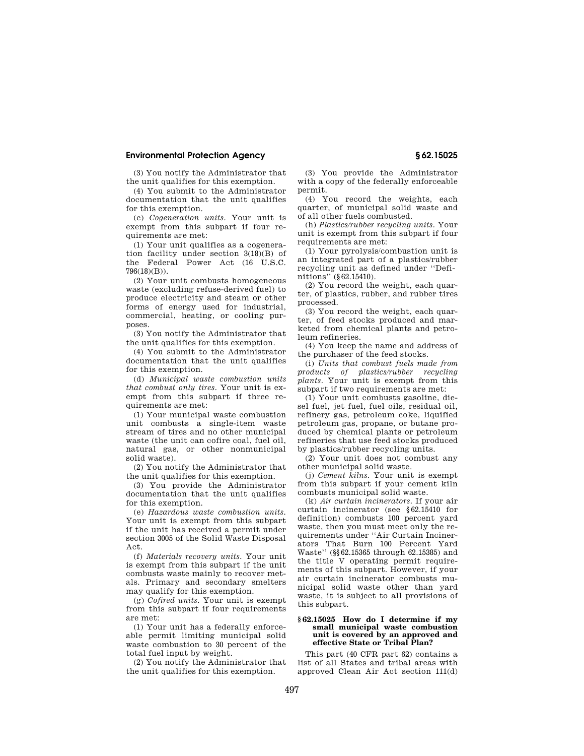(3) You notify the Administrator that the unit qualifies for this exemption.

(4) You submit to the Administrator documentation that the unit qualifies for this exemption.

(c) *Cogeneration units.* Your unit is exempt from this subpart if four requirements are met:

(1) Your unit qualifies as a cogeneration facility under section 3(18)(B) of the Federal Power Act (16 U.S.C. 796(18)(B)).

(2) Your unit combusts homogeneous waste (excluding refuse-derived fuel) to produce electricity and steam or other forms of energy used for industrial, commercial, heating, or cooling purposes.

(3) You notify the Administrator that the unit qualifies for this exemption.

(4) You submit to the Administrator documentation that the unit qualifies for this exemption.

(d) *Municipal waste combustion units that combust only tires.* Your unit is exempt from this subpart if three requirements are met:

(1) Your municipal waste combustion unit combusts a single-item waste stream of tires and no other municipal waste (the unit can cofire coal, fuel oil, natural gas, or other nonmunicipal solid waste).

(2) You notify the Administrator that the unit qualifies for this exemption.

(3) You provide the Administrator documentation that the unit qualifies for this exemption.

(e) *Hazardous waste combustion units.* Your unit is exempt from this subpart if the unit has received a permit under section 3005 of the Solid Waste Disposal Act.

(f) *Materials recovery units.* Your unit is exempt from this subpart if the unit combusts waste mainly to recover metals. Primary and secondary smelters may qualify for this exemption.

(g) *Cofired units.* Your unit is exempt from this subpart if four requirements are met:

(1) Your unit has a federally enforceable permit limiting municipal solid waste combustion to 30 percent of the total fuel input by weight.

(2) You notify the Administrator that the unit qualifies for this exemption.

(3) You provide the Administrator with a copy of the federally enforceable permit.

(4) You record the weights, each quarter, of municipal solid waste and of all other fuels combusted.

(h) *Plastics/rubber recycling units.* Your unit is exempt from this subpart if four requirements are met:

(1) Your pyrolysis/combustion unit is an integrated part of a plastics/rubber recycling unit as defined under ''Definitions'' (§62.15410).

(2) You record the weight, each quarter, of plastics, rubber, and rubber tires processed.

(3) You record the weight, each quarter, of feed stocks produced and marketed from chemical plants and petroleum refineries.

(4) You keep the name and address of the purchaser of the feed stocks.

(i) *Units that combust fuels made from products of plastics/rubber recycling plants.* Your unit is exempt from this subpart if two requirements are met:

(1) Your unit combusts gasoline, diesel fuel, jet fuel, fuel oils, residual oil, refinery gas, petroleum coke, liquified petroleum gas, propane, or butane produced by chemical plants or petroleum refineries that use feed stocks produced by plastics/rubber recycling units.

(2) Your unit does not combust any other municipal solid waste.

(j) *Cement kilns.* Your unit is exempt from this subpart if your cement kiln combusts municipal solid waste.

(k) *Air curtain incinerators.* If your air curtain incinerator (see §62.15410 for definition) combusts 100 percent yard waste, then you must meet only the requirements under ''Air Curtain Incinerators That Burn 100 Percent Yard Waste'' (§§62.15365 through 62.15385) and the title V operating permit requirements of this subpart. However, if your air curtain incinerator combusts municipal solid waste other than yard waste, it is subject to all provisions of this subpart.

### §62.15025 How do I determine if my small municipal waste combustion unit is covered by an approved and effective State or Tribal Plan?

This part (40 CFR part 62) contains a list of all States and tribal areas with approved Clean Air Act section 111(d)